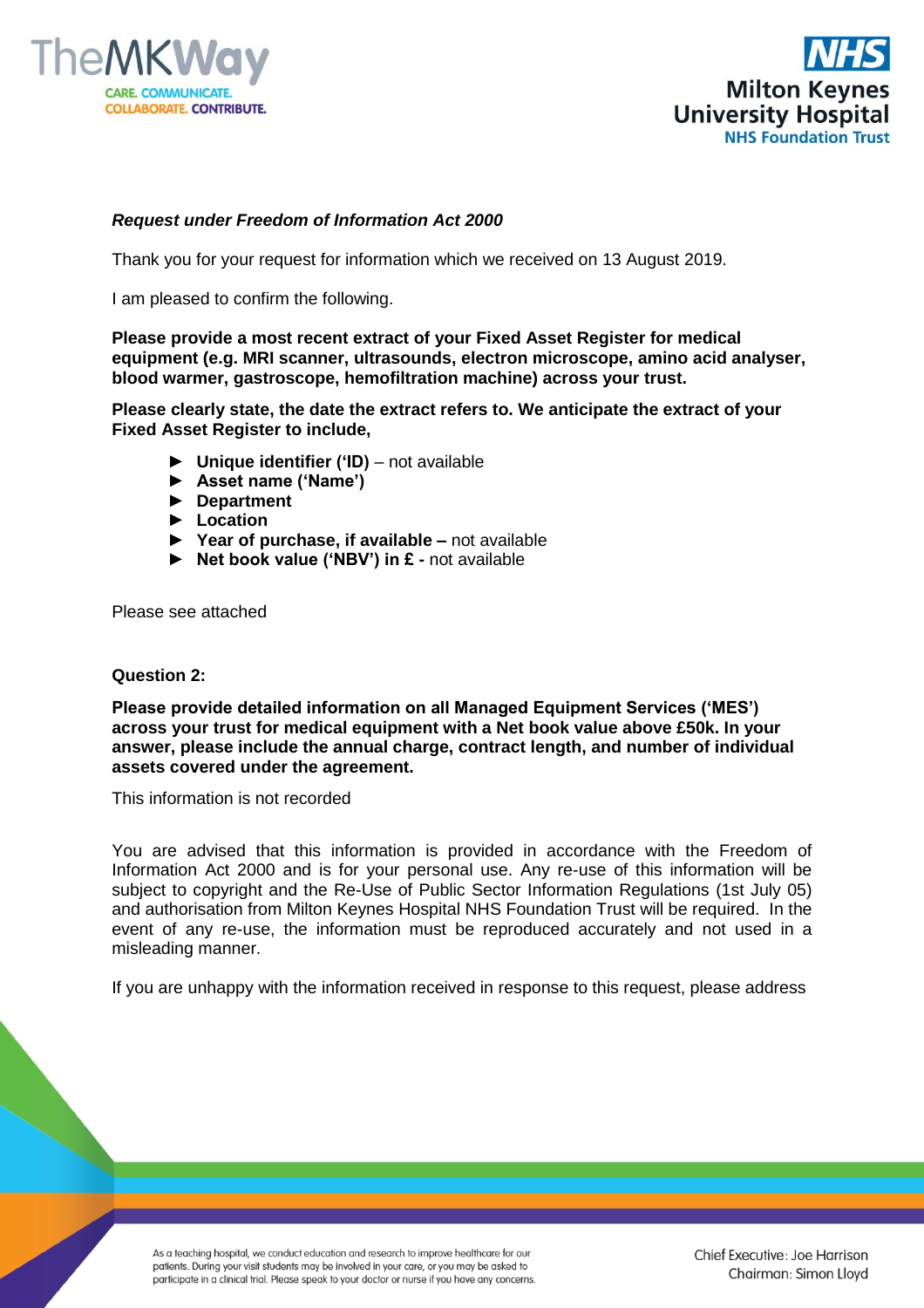***Request under Freedom of Information Act 2000***

Thank you for your request for information which we received on 13 August 2019.

I am pleased to confirm the following.

**Please provide a most recent extract of your Fixed Asset Register for medical equipment (e.g. MRI scanner, ultrasounds, electron microscope, amino acid analyser, blood warmer, gastroscope, hemofiltration machine) across your trust.**

**Please clearly state, the date the extract refers to. We anticipate the extract of your Fixed Asset Register to include,**

- **Unique identifier ('ID)** – not available
- **Asset name ('Name')**
- **Department**
- **Location**
- **Year of purchase, if available –** not available
- **Net book value ('NBV') in £ -** not available

Please see attached

**Question 2:**

**Please provide detailed information on all Managed Equipment Services ('MES') across your trust for medical equipment with a Net book value above £50k. In your answer, please include the annual charge, contract length, and number of individual assets covered under the agreement.**

This information is not recorded

You are advised that this information is provided in accordance with the Freedom of Information Act 2000 and is for your personal use. Any re-use of this information will be subject to copyright and the Re-Use of Public Sector Information Regulations (1st July 05) and authorisation from Milton Keynes Hospital NHS Foundation Trust will be required. In the event of any re-use, the information must be reproduced accurately and not used in a misleading manner.

If you are unhappy with the information received in response to this request, please address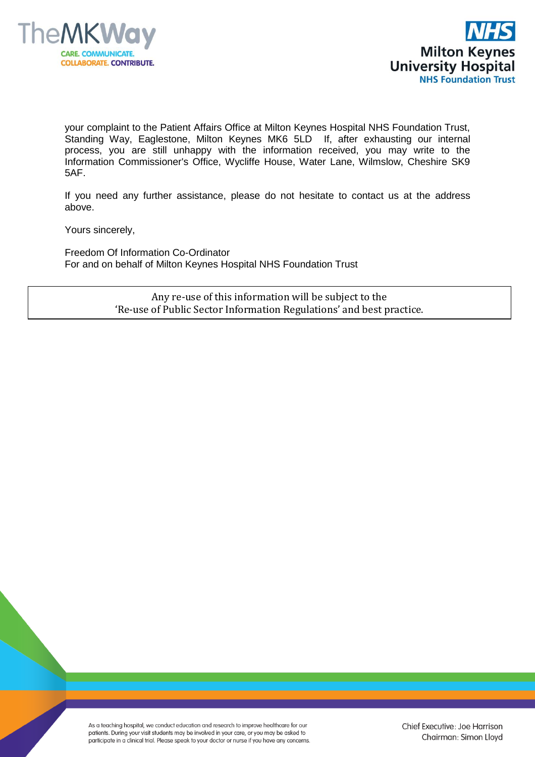your complaint to the Patient Affairs Office at Milton Keynes Hospital NHS Foundation Trust, Standing Way, Eaglestone, Milton Keynes MK6 5LD If, after exhausting our internal process, you are still unhappy with the information received, you may write to the Information Commissioner's Office, Wycliffe House, Water Lane, Wilmslow, Cheshire SK9 5AF.

If you need any further assistance, please do not hesitate to contact us at the address above.

Yours sincerely,

Freedom Of Information Co-Ordinator
For and on behalf of Milton Keynes Hospital NHS Foundation Trust

Any re-use of this information will be subject to the
'Re-use of Public Sector Information Regulations' and best practice.